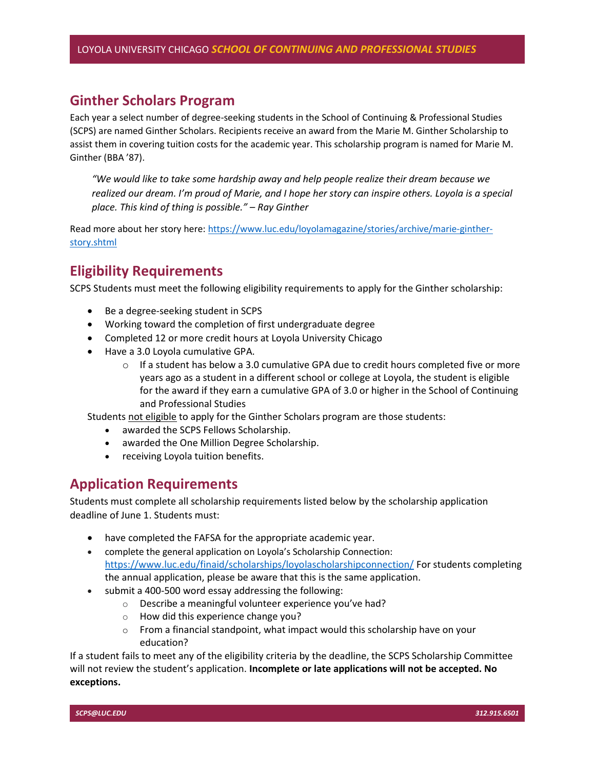## Ginther Scholars Program

Each year a select number of degree-seeking students in the School of Continuing & Professional Studies (SCPS) are named Ginther Scholars. Recipients receive an award from the Marie M. Ginther Scholarship to assist them in covering tuition costs for the academic year. This scholarship program is named for Marie M. Ginther (BBA '87).

> *"We would like to take some hardship away and help people realize their dream because we realized our dream. I'm proud of Marie, and I hope her story can inspire others. Loyola is a special place. This kind of thing is possible." – Ray Ginther*

Read more about her story here: https://www.luc.edu/loyolamagazine/stories/archive/marie-ginther-story.shtml

## Eligibility Requirements

SCPS Students must meet the following eligibility requirements to apply for the Ginther scholarship:

- Be a degree-seeking student in SCPS
- Working toward the completion of first undergraduate degree
- Completed 12 or more credit hours at Loyola University Chicago
- Have a 3.0 Loyola cumulative GPA.
  - If a student has below a 3.0 cumulative GPA due to credit hours completed five or more years ago as a student in a different school or college at Loyola, the student is eligible for the award if they earn a cumulative GPA of 3.0 or higher in the School of Continuing and Professional Studies

Students not eligible to apply for the Ginther Scholars program are those students:

- awarded the SCPS Fellows Scholarship.
- awarded the One Million Degree Scholarship.
- receiving Loyola tuition benefits.

## Application Requirements

Students must complete all scholarship requirements listed below by the scholarship application deadline of June 1. Students must:

- have completed the FAFSA for the appropriate academic year.
- complete the general application on Loyola's Scholarship Connection: https://www.luc.edu/finaid/scholarships/loyolascholarshipconnection/ For students completing the annual application, please be aware that this is the same application.
- submit a 400-500 word essay addressing the following:
  - Describe a meaningful volunteer experience you've had?
  - How did this experience change you?
  - From a financial standpoint, what impact would this scholarship have on your education?

If a student fails to meet any of the eligibility criteria by the deadline, the SCPS Scholarship Committee will not review the student's application. **Incomplete or late applications will not be accepted. No exceptions.**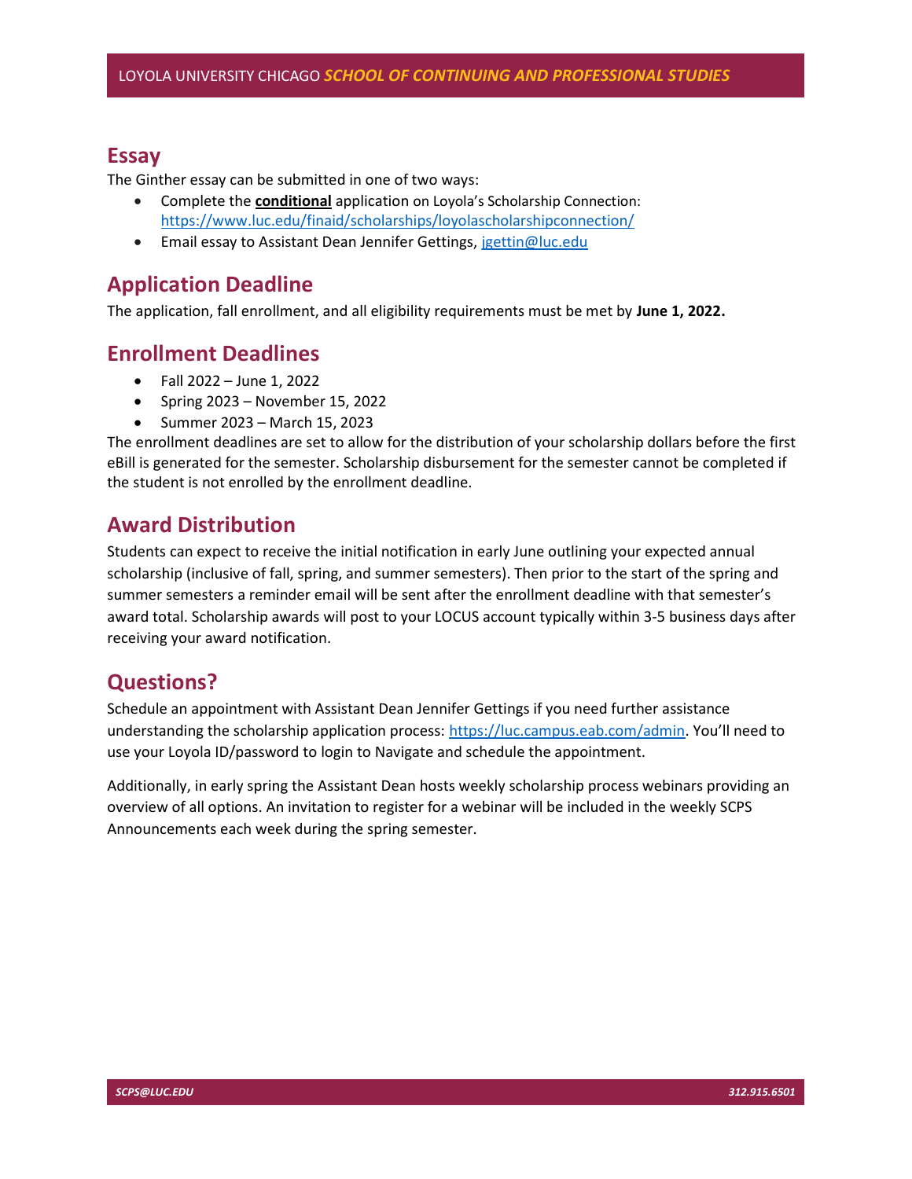## Essay

The Ginther essay can be submitted in one of two ways:

- Complete the **conditional** application on Loyola's Scholarship Connection: https://www.luc.edu/finaid/scholarships/loyolascholarshipconnection/
- Email essay to Assistant Dean Jennifer Gettings, jgettin@luc.edu

## Application Deadline

The application, fall enrollment, and all eligibility requirements must be met by **June 1, 2022.**

## Enrollment Deadlines

- Fall 2022 – June 1, 2022
- Spring 2023 – November 15, 2022
- Summer 2023 – March 15, 2023

The enrollment deadlines are set to allow for the distribution of your scholarship dollars before the first eBill is generated for the semester. Scholarship disbursement for the semester cannot be completed if the student is not enrolled by the enrollment deadline.

## Award Distribution

Students can expect to receive the initial notification in early June outlining your expected annual scholarship (inclusive of fall, spring, and summer semesters). Then prior to the start of the spring and summer semesters a reminder email will be sent after the enrollment deadline with that semester's award total. Scholarship awards will post to your LOCUS account typically within 3-5 business days after receiving your award notification.

## Questions?

Schedule an appointment with Assistant Dean Jennifer Gettings if you need further assistance understanding the scholarship application process: https://luc.campus.eab.com/admin. You'll need to use your Loyola ID/password to login to Navigate and schedule the appointment.

Additionally, in early spring the Assistant Dean hosts weekly scholarship process webinars providing an overview of all options. An invitation to register for a webinar will be included in the weekly SCPS Announcements each week during the spring semester.